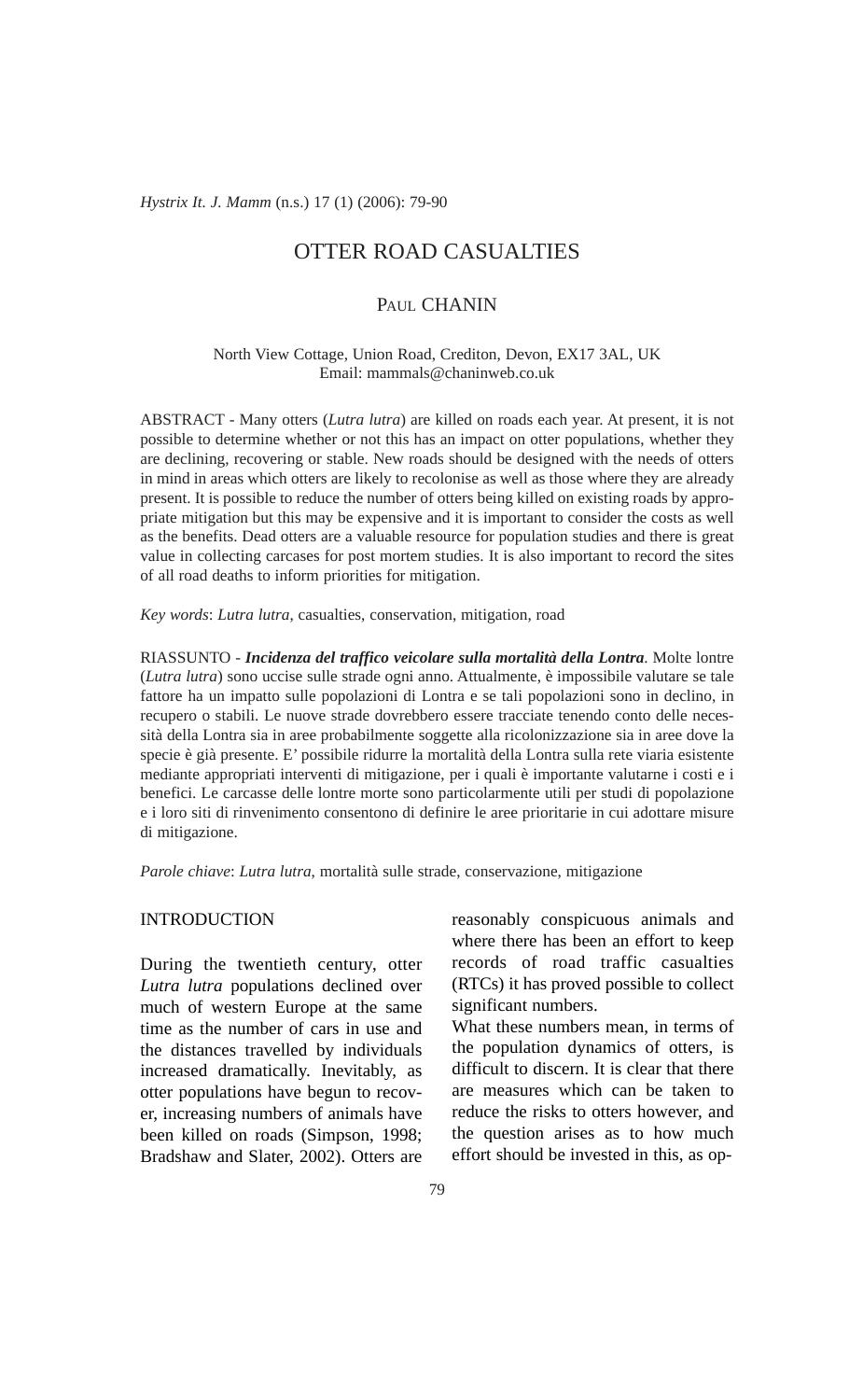# OTTER ROAD CASUALTIES

PAUL CHANIN

North View Cottage, Union Road, Crediton, Devon, EX17 3AL, UK
Email: mammals@chaninweb.co.uk

ABSTRACT - Many otters (*Lutra lutra*) are killed on roads each year. At present, it is not possible to determine whether or not this has an impact on otter populations, whether they are declining, recovering or stable. New roads should be designed with the needs of otters in mind in areas which otters are likely to recolonise as well as those where they are already present. It is possible to reduce the number of otters being killed on existing roads by appropriate mitigation but this may be expensive and it is important to consider the costs as well as the benefits. Dead otters are a valuable resource for population studies and there is great value in collecting carcases for post mortem studies. It is also important to record the sites of all road deaths to inform priorities for mitigation.

*Key words*: *Lutra lutra*, casualties, conservation, mitigation, road

RIASSUNTO - ***Incidenza del traffico veicolare sulla mortalità della Lontra***. Molte lontre (*Lutra lutra*) sono uccise sulle strade ogni anno. Attualmente, è impossibile valutare se tale fattore ha un impatto sulle popolazioni di Lontra e se tali popolazioni sono in declino, in recupero o stabili. Le nuove strade dovrebbero essere tracciate tenendo conto delle necessità della Lontra sia in aree probabilmente soggette alla ricolonizzazione sia in aree dove la specie è già presente. E' possibile ridurre la mortalità della Lontra sulla rete viaria esistente mediante appropriati interventi di mitigazione, per i quali è importante valutarne i costi e i benefici. Le carcasse delle lontre morte sono particolarmente utili per studi di popolazione e i loro siti di rinvenimento consentono di definire le aree prioritarie in cui adottare misure di mitigazione.

*Parole chiave*: *Lutra lutra*, mortalità sulle strade, conservazione, mitigazione

## INTRODUCTION

During the twentieth century, otter *Lutra lutra* populations declined over much of western Europe at the same time as the number of cars in use and the distances travelled by individuals increased dramatically. Inevitably, as otter populations have begun to recover, increasing numbers of animals have been killed on roads (Simpson, 1998; Bradshaw and Slater, 2002). Otters are reasonably conspicuous animals and where there has been an effort to keep records of road traffic casualties (RTCs) it has proved possible to collect significant numbers.

What these numbers mean, in terms of the population dynamics of otters, is difficult to discern. It is clear that there are measures which can be taken to reduce the risks to otters however, and the question arises as to how much effort should be invested in this, as op-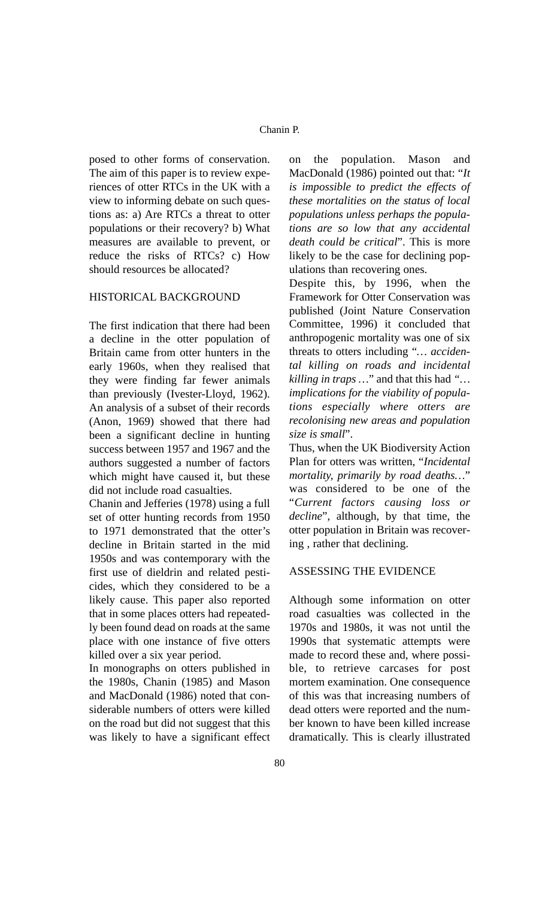posed to other forms of conservation. The aim of this paper is to review experiences of otter RTCs in the UK with a view to informing debate on such questions as: a) Are RTCs a threat to otter populations or their recovery? b) What measures are available to prevent, or reduce the risks of RTCs? c) How should resources be allocated?

## HISTORICAL BACKGROUND

The first indication that there had been a decline in the otter population of Britain came from otter hunters in the early 1960s, when they realised that they were finding far fewer animals than previously (Ivester-Lloyd, 1962). An analysis of a subset of their records (Anon, 1969) showed that there had been a significant decline in hunting success between 1957 and 1967 and the authors suggested a number of factors which might have caused it, but these did not include road casualties.

Chanin and Jefferies (1978) using a full set of otter hunting records from 1950 to 1971 demonstrated that the otter's decline in Britain started in the mid 1950s and was contemporary with the first use of dieldrin and related pesticides, which they considered to be a likely cause. This paper also reported that in some places otters had repeatedly been found dead on roads at the same place with one instance of five otters killed over a six year period.

In monographs on otters published in the 1980s, Chanin (1985) and Mason and MacDonald (1986) noted that considerable numbers of otters were killed on the road but did not suggest that this was likely to have a significant effect on the population. Mason and MacDonald (1986) pointed out that: "*It is impossible to predict the effects of these mortalities on the status of local populations unless perhaps the populations are so low that any accidental death could be critical*". This is more likely to be the case for declining populations than recovering ones.

Despite this, by 1996, when the Framework for Otter Conservation was published (Joint Nature Conservation Committee, 1996) it concluded that anthropogenic mortality was one of six threats to otters including "*… accidental killing on roads and incidental killing in traps …*" and that this had "*… implications for the viability of populations especially where otters are recolonising new areas and population size is small*".

Thus, when the UK Biodiversity Action Plan for otters was written, "*Incidental mortality, primarily by road deaths…*" was considered to be one of the "*Current factors causing loss or decline*", although, by that time, the otter population in Britain was recovering , rather that declining.

## ASSESSING THE EVIDENCE

Although some information on otter road casualties was collected in the 1970s and 1980s, it was not until the 1990s that systematic attempts were made to record these and, where possible, to retrieve carcases for post mortem examination. One consequence of this was that increasing numbers of dead otters were reported and the number known to have been killed increase dramatically. This is clearly illustrated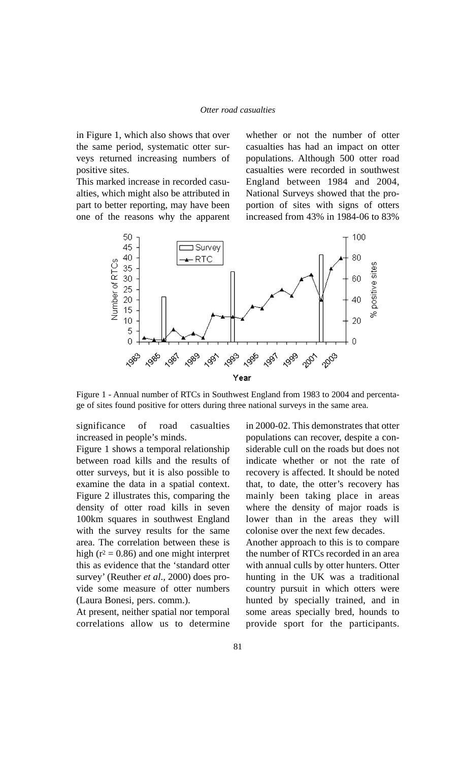in Figure 1, which also shows that over the same period, systematic otter surveys returned increasing numbers of positive sites.

This marked increase in recorded casualties, which might also be attributed in part to better reporting, may have been one of the reasons why the apparent significance of road casualties increased in people's minds.

Figure 1 - Annual number of RTCs in Southwest England from 1983 to 2004 and percentage of sites found positive for otters during three national surveys in the same area.

Figure 1 shows a temporal relationship between road kills and the results of otter surveys, but it is also possible to examine the data in a spatial context. Figure 2 illustrates this, comparing the density of otter road kills in seven 100km squares in southwest England with the survey results for the same area. The correlation between these is high ($r^2 = 0.86$) and one might interpret this as evidence that the 'standard otter survey' (Reuther *et al*., 2000) does provide some measure of otter numbers (Laura Bonesi, pers. comm.).

At present, neither spatial nor temporal correlations allow us to determine whether or not the number of otter casualties has had an impact on otter populations. Although 500 otter road casualties were recorded in southwest England between 1984 and 2004, National Surveys showed that the proportion of sites with signs of otters increased from 43% in 1984-06 to 83% in 2000-02. This demonstrates that otter populations can recover, despite a considerable cull on the roads but does not indicate whether or not the rate of recovery is affected. It should be noted that, to date, the otter's recovery has mainly been taking place in areas where the density of major roads is lower than in the areas they will colonise over the next few decades.

Another approach to this is to compare the number of RTCs recorded in an area with annual culls by otter hunters. Otter hunting in the UK was a traditional country pursuit in which otters were hunted by specially trained, and in some areas specially bred, hounds to provide sport for the participants.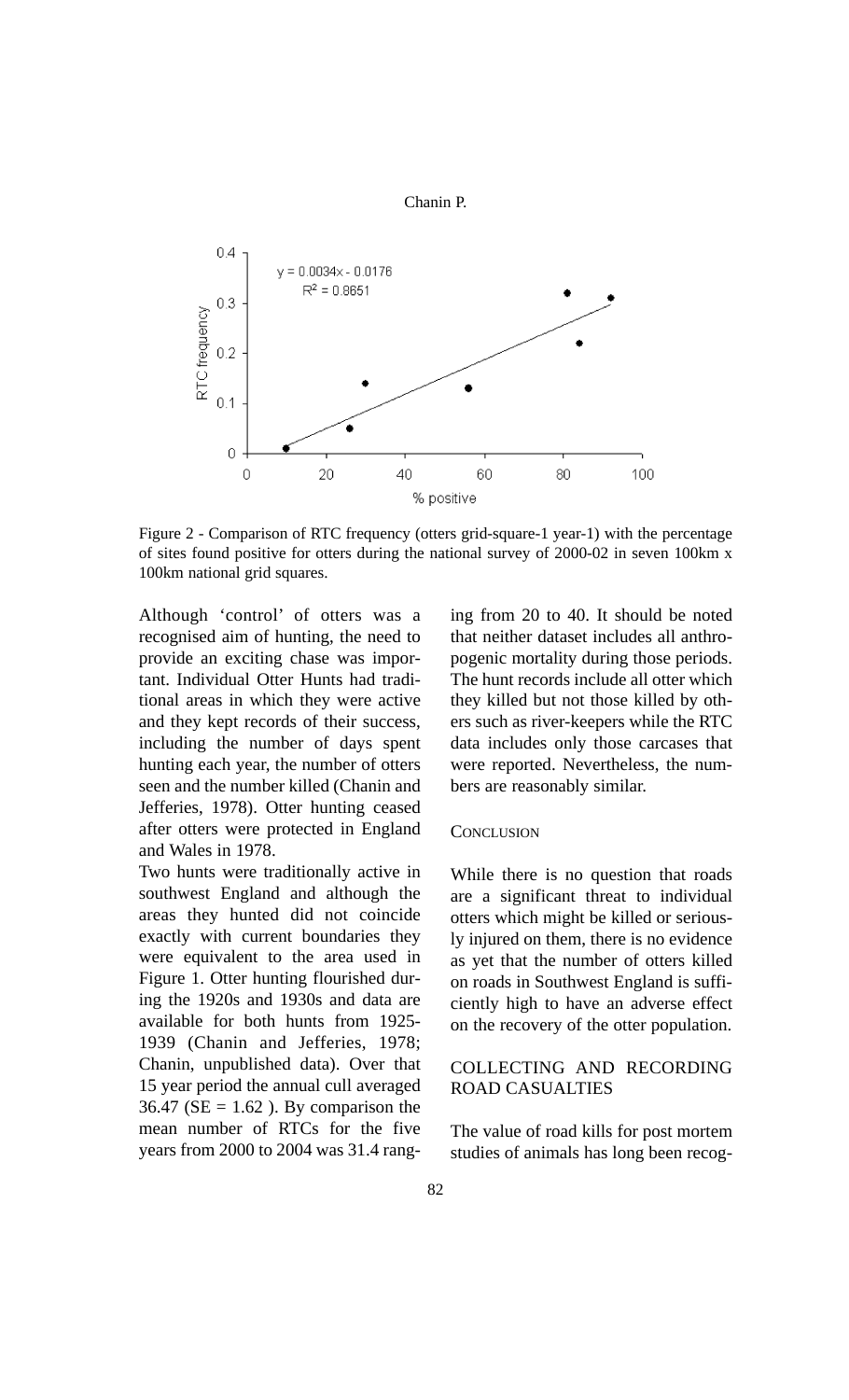Figure 2 - Comparison of RTC frequency (otters grid-square-1 year-1) with the percentage of sites found positive for otters during the national survey of 2000-02 in seven 100km x 100km national grid squares.

Although 'control' of otters was a recognised aim of hunting, the need to provide an exciting chase was important. Individual Otter Hunts had traditional areas in which they were active and they kept records of their success, including the number of days spent hunting each year, the number of otters seen and the number killed (Chanin and Jefferies, 1978). Otter hunting ceased after otters were protected in England and Wales in 1978.

Two hunts were traditionally active in southwest England and although the areas they hunted did not coincide exactly with current boundaries they were equivalent to the area used in Figure 1. Otter hunting flourished during the 1920s and 1930s and data are available for both hunts from 1925-1939 (Chanin and Jefferies, 1978; Chanin, unpublished data). Over that 15 year period the annual cull averaged 36.47 (SE = 1.62 ). By comparison the mean number of RTCs for the five years from 2000 to 2004 was 31.4 ranging from 20 to 40. It should be noted that neither dataset includes all anthropogenic mortality during those periods. The hunt records include all otter which they killed but not those killed by others such as river-keepers while the RTC data includes only those carcases that were reported. Nevertheless, the numbers are reasonably similar.

### Conclusion

While there is no question that roads are a significant threat to individual otters which might be killed or seriously injured on them, there is no evidence as yet that the number of otters killed on roads in Southwest England is sufficiently high to have an adverse effect on the recovery of the otter population.

## COLLECTING AND RECORDING ROAD CASUALTIES

The value of road kills for post mortem studies of animals has long been recog-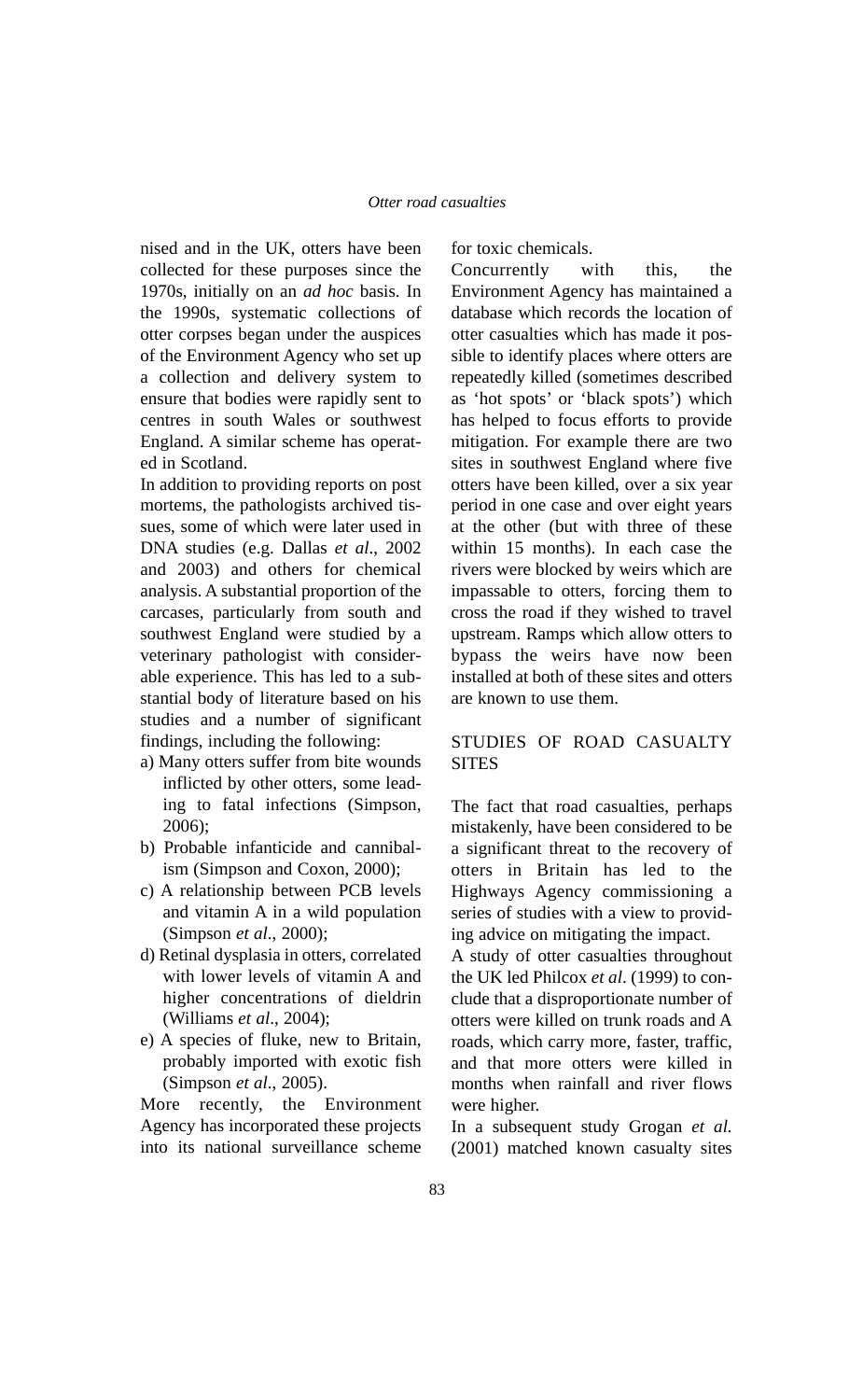nised and in the UK, otters have been collected for these purposes since the 1970s, initially on an *ad hoc* basis. In the 1990s, systematic collections of otter corpses began under the auspices of the Environment Agency who set up a collection and delivery system to ensure that bodies were rapidly sent to centres in south Wales or southwest England. A similar scheme has operated in Scotland.

In addition to providing reports on post mortems, the pathologists archived tissues, some of which were later used in DNA studies (e.g. Dallas *et al*., 2002 and 2003) and others for chemical analysis. A substantial proportion of the carcases, particularly from south and southwest England were studied by a veterinary pathologist with considerable experience. This has led to a substantial body of literature based on his studies and a number of significant findings, including the following:

a) Many otters suffer from bite wounds inflicted by other otters, some leading to fatal infections (Simpson, 2006);
b) Probable infanticide and cannibalism (Simpson and Coxon, 2000);
c) A relationship between PCB levels and vitamin A in a wild population (Simpson *et al*., 2000);
d) Retinal dysplasia in otters, correlated with lower levels of vitamin A and higher concentrations of dieldrin (Williams *et al*., 2004);
e) A species of fluke, new to Britain, probably imported with exotic fish (Simpson *et al*., 2005).

More recently, the Environment Agency has incorporated these projects into its national surveillance scheme for toxic chemicals.

Concurrently with this, the Environment Agency has maintained a database which records the location of otter casualties which has made it possible to identify places where otters are repeatedly killed (sometimes described as 'hot spots' or 'black spots') which has helped to focus efforts to provide mitigation. For example there are two sites in southwest England where five otters have been killed, over a six year period in one case and over eight years at the other (but with three of these within 15 months). In each case the rivers were blocked by weirs which are impassable to otters, forcing them to cross the road if they wished to travel upstream. Ramps which allow otters to bypass the weirs have now been installed at both of these sites and otters are known to use them.

## STUDIES OF ROAD CASUALTY SITES

The fact that road casualties, perhaps mistakenly, have been considered to be a significant threat to the recovery of otters in Britain has led to the Highways Agency commissioning a series of studies with a view to providing advice on mitigating the impact.

A study of otter casualties throughout the UK led Philcox *et al*. (1999) to conclude that a disproportionate number of otters were killed on trunk roads and A roads, which carry more, faster, traffic, and that more otters were killed in months when rainfall and river flows were higher.

In a subsequent study Grogan *et al.* (2001) matched known casualty sites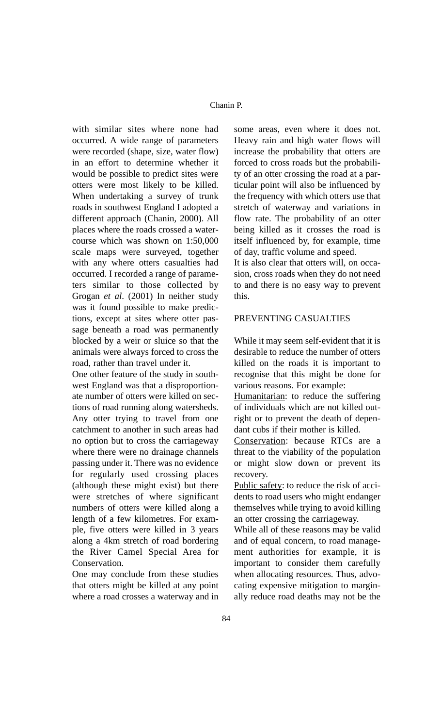with similar sites where none had occurred. A wide range of parameters were recorded (shape, size, water flow) in an effort to determine whether it would be possible to predict sites were otters were most likely to be killed. When undertaking a survey of trunk roads in southwest England I adopted a different approach (Chanin, 2000). All places where the roads crossed a watercourse which was shown on 1:50,000 scale maps were surveyed, together with any where otters casualties had occurred. I recorded a range of parameters similar to those collected by Grogan *et al*. (2001) In neither study was it found possible to make predictions, except at sites where otter passage beneath a road was permanently blocked by a weir or sluice so that the animals were always forced to cross the road, rather than travel under it.

One other feature of the study in southwest England was that a disproportionate number of otters were killed on sections of road running along watersheds. Any otter trying to travel from one catchment to another in such areas had no option but to cross the carriageway where there were no drainage channels passing under it. There was no evidence for regularly used crossing places (although these might exist) but there were stretches of where significant numbers of otters were killed along a length of a few kilometres. For example, five otters were killed in 3 years along a 4km stretch of road bordering the River Camel Special Area for Conservation.

One may conclude from these studies that otters might be killed at any point where a road crosses a waterway and in some areas, even where it does not. Heavy rain and high water flows will increase the probability that otters are forced to cross roads but the probability of an otter crossing the road at a particular point will also be influenced by the frequency with which otters use that stretch of waterway and variations in flow rate. The probability of an otter being killed as it crosses the road is itself influenced by, for example, time of day, traffic volume and speed.

It is also clear that otters will, on occasion, cross roads when they do not need to and there is no easy way to prevent this.

## PREVENTING CASUALTIES

While it may seem self-evident that it is desirable to reduce the number of otters killed on the roads it is important to recognise that this might be done for various reasons. For example:

Humanitarian: to reduce the suffering of individuals which are not killed outright or to prevent the death of dependant cubs if their mother is killed.

Conservation: because RTCs are a threat to the viability of the population or might slow down or prevent its recovery.

Public safety: to reduce the risk of accidents to road users who might endanger themselves while trying to avoid killing an otter crossing the carriageway.

While all of these reasons may be valid and of equal concern, to road management authorities for example, it is important to consider them carefully when allocating resources. Thus, advocating expensive mitigation to marginally reduce road deaths may not be the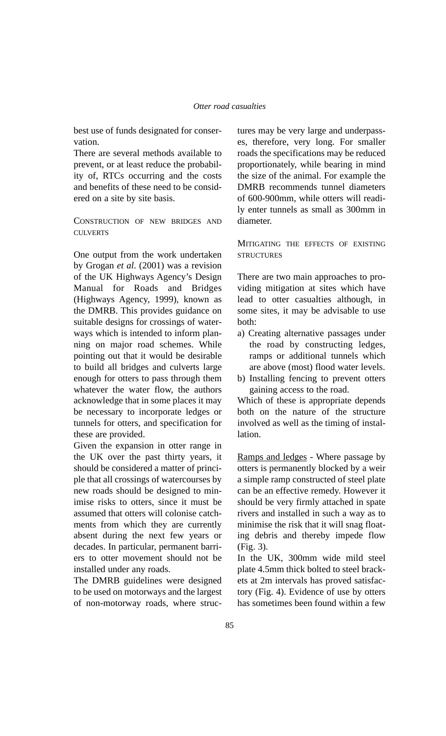best use of funds designated for conservation.

There are several methods available to prevent, or at least reduce the probability of, RTCs occurring and the costs and benefits of these need to be considered on a site by site basis.

## Construction of new bridges and culverts

One output from the work undertaken by Grogan *et al*. (2001) was a revision of the UK Highways Agency's Design Manual for Roads and Bridges (Highways Agency, 1999), known as the DMRB. This provides guidance on suitable designs for crossings of waterways which is intended to inform planning on major road schemes. While pointing out that it would be desirable to build all bridges and culverts large enough for otters to pass through them whatever the water flow, the authors acknowledge that in some places it may be necessary to incorporate ledges or tunnels for otters, and specification for these are provided.

Given the expansion in otter range in the UK over the past thirty years, it should be considered a matter of principle that all crossings of watercourses by new roads should be designed to minimise risks to otters, since it must be assumed that otters will colonise catchments from which they are currently absent during the next few years or decades. In particular, permanent barriers to otter movement should not be installed under any roads.

The DMRB guidelines were designed to be used on motorways and the largest of non-motorway roads, where structures may be very large and underpasses, therefore, very long. For smaller roads the specifications may be reduced proportionately, while bearing in mind the size of the animal. For example the DMRB recommends tunnel diameters of 600-900mm, while otters will readily enter tunnels as small as 300mm in diameter.

## Mitigating the effects of existing structures

There are two main approaches to providing mitigation at sites which have lead to otter casualties although, in some sites, it may be advisable to use both:

a) Creating alternative passages under the road by constructing ledges, ramps or additional tunnels which are above (most) flood water levels.
b) Installing fencing to prevent otters gaining access to the road.

Which of these is appropriate depends both on the nature of the structure involved as well as the timing of installation.

<u>Ramps and ledges</u> - Where passage by otters is permanently blocked by a weir a simple ramp constructed of steel plate can be an effective remedy. However it should be very firmly attached in spate rivers and installed in such a way as to minimise the risk that it will snag floating debris and thereby impede flow (Fig. 3).

In the UK, 300mm wide mild steel plate 4.5mm thick bolted to steel brackets at 2m intervals has proved satisfactory (Fig. 4). Evidence of use by otters has sometimes been found within a few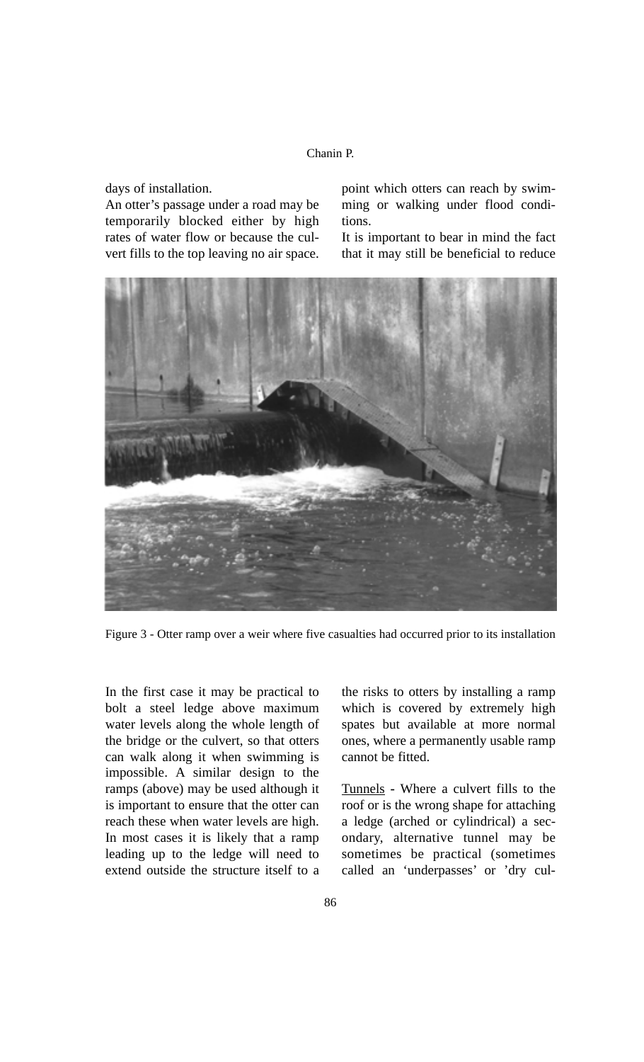days of installation.

An otter's passage under a road may be temporarily blocked either by high rates of water flow or because the culvert fills to the top leaving no air space.

In the first case it may be practical to bolt a steel ledge above maximum water levels along the whole length of the bridge or the culvert, so that otters can walk along it when swimming is impossible. A similar design to the ramps (above) may be used although it is important to ensure that the otter can reach these when water levels are high. In most cases it is likely that a ramp leading up to the ledge will need to extend outside the structure itself to a point which otters can reach by swimming or walking under flood conditions.

It is important to bear in mind the fact that it may still be beneficial to reduce the risks to otters by installing a ramp which is covered by extremely high spates but available at more normal ones, where a permanently usable ramp cannot be fitted.

Figure 3 - Otter ramp over a weir where five casualties had occurred prior to its installation

Tunnels - Where a culvert fills to the roof or is the wrong shape for attaching a ledge (arched or cylindrical) a secondary, alternative tunnel may be sometimes be practical (sometimes called an 'underpasses' or 'dry cul-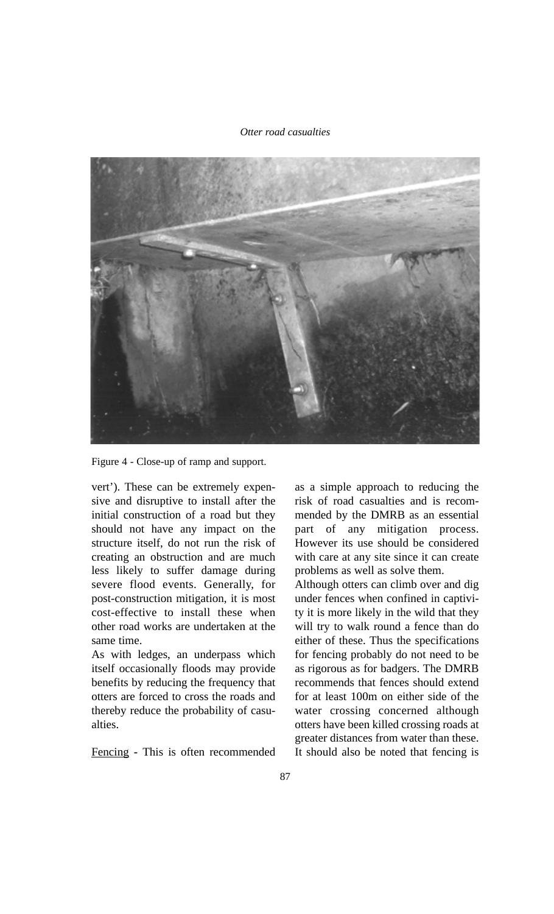Figure 4 - Close-up of ramp and support.

vert'). These can be extremely expensive and disruptive to install after the initial construction of a road but they should not have any impact on the structure itself, do not run the risk of creating an obstruction and are much less likely to suffer damage during severe flood events. Generally, for post-construction mitigation, it is most cost-effective to install these when other road works are undertaken at the same time.

As with ledges, an underpass which itself occasionally floods may provide benefits by reducing the frequency that otters are forced to cross the roads and thereby reduce the probability of casualties.

Fencing - This is often recommended as a simple approach to reducing the risk of road casualties and is recommended by the DMRB as an essential part of any mitigation process. However its use should be considered with care at any site since it can create problems as well as solve them.

Although otters can climb over and dig under fences when confined in captivity it is more likely in the wild that they will try to walk round a fence than do either of these. Thus the specifications for fencing probably do not need to be as rigorous as for badgers. The DMRB recommends that fences should extend for at least 100m on either side of the water crossing concerned although otters have been killed crossing roads at greater distances from water than these. It should also be noted that fencing is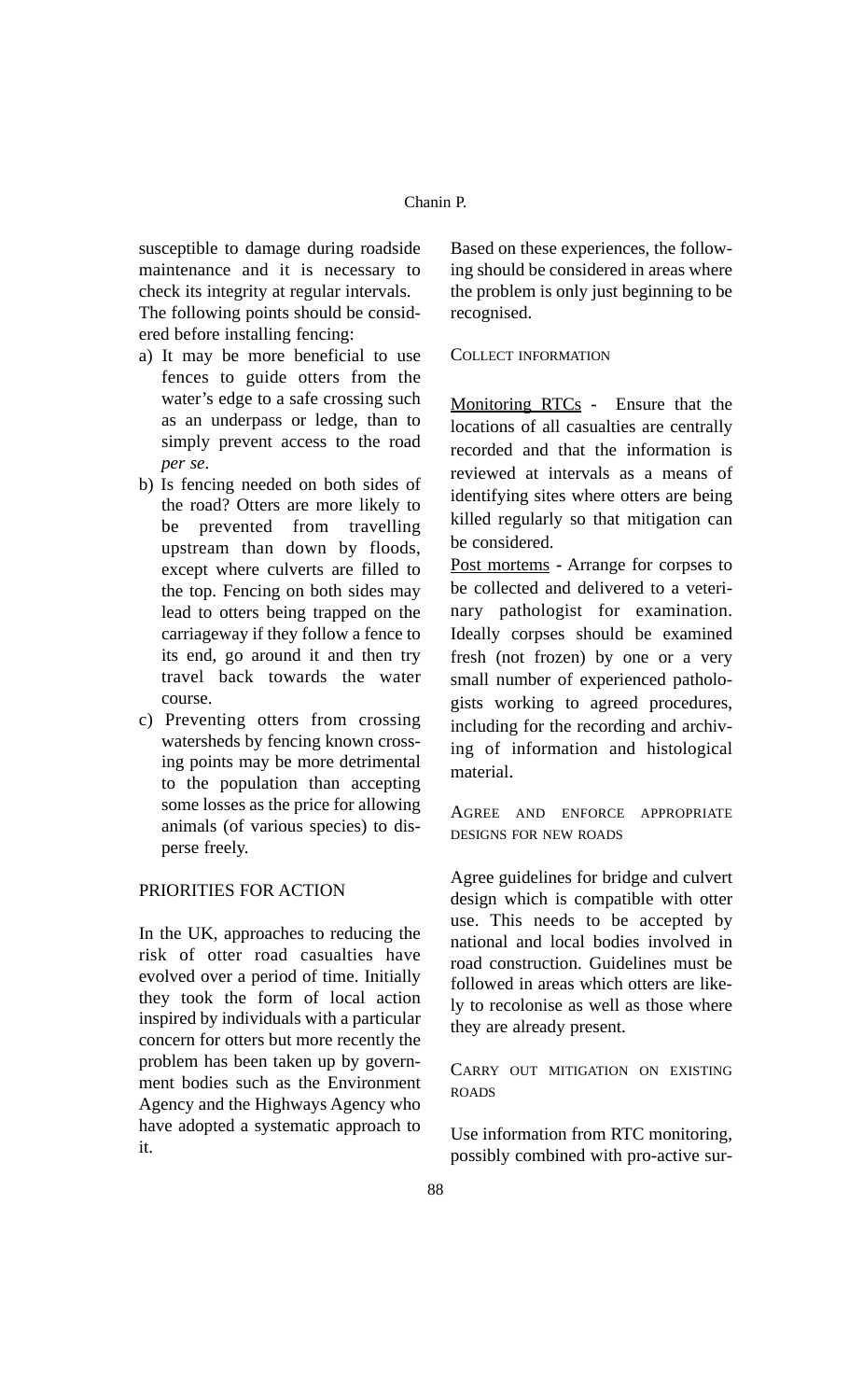susceptible to damage during roadside maintenance and it is necessary to check its integrity at regular intervals.

The following points should be considered before installing fencing:

a) It may be more beneficial to use fences to guide otters from the water's edge to a safe crossing such as an underpass or ledge, than to simply prevent access to the road *per se*.
b) Is fencing needed on both sides of the road? Otters are more likely to be prevented from travelling upstream than down by floods, except where culverts are filled to the top. Fencing on both sides may lead to otters being trapped on the carriageway if they follow a fence to its end, go around it and then try travel back towards the water course.
c) Preventing otters from crossing watersheds by fencing known crossing points may be more detrimental to the population than accepting some losses as the price for allowing animals (of various species) to disperse freely.

## PRIORITIES FOR ACTION

In the UK, approaches to reducing the risk of otter road casualties have evolved over a period of time. Initially they took the form of local action inspired by individuals with a particular concern for otters but more recently the problem has been taken up by government bodies such as the Environment Agency and the Highways Agency who have adopted a systematic approach to it.

Based on these experiences, the following should be considered in areas where the problem is only just beginning to be recognised.

### Collect information

Monitoring RTCs - Ensure that the locations of all casualties are centrally recorded and that the information is reviewed at intervals as a means of identifying sites where otters are being killed regularly so that mitigation can be considered.

Post mortems - Arrange for corpses to be collected and delivered to a veterinary pathologist for examination. Ideally corpses should be examined fresh (not frozen) by one or a very small number of experienced pathologists working to agreed procedures, including for the recording and archiving of information and histological material.

### Agree and enforce appropriate designs for new roads

Agree guidelines for bridge and culvert design which is compatible with otter use. This needs to be accepted by national and local bodies involved in road construction. Guidelines must be followed in areas which otters are likely to recolonise as well as those where they are already present.

### Carry out mitigation on existing roads

Use information from RTC monitoring, possibly combined with pro-active sur-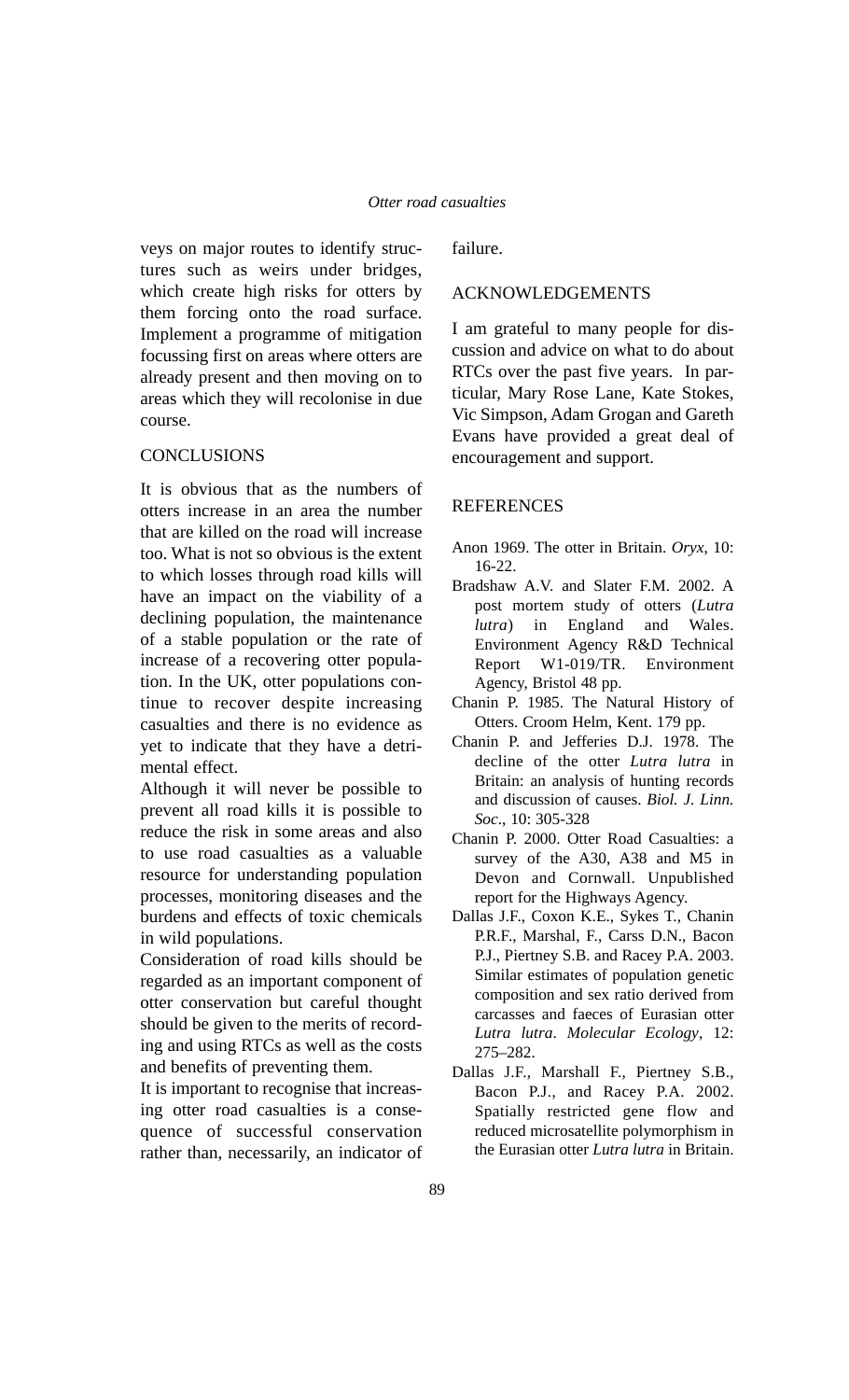veys on major routes to identify structures such as weirs under bridges, which create high risks for otters by them forcing onto the road surface. Implement a programme of mitigation focussing first on areas where otters are already present and then moving on to areas which they will recolonise in due course.

## CONCLUSIONS

It is obvious that as the numbers of otters increase in an area the number that are killed on the road will increase too. What is not so obvious is the extent to which losses through road kills will have an impact on the viability of a declining population, the maintenance of a stable population or the rate of increase of a recovering otter population. In the UK, otter populations continue to recover despite increasing casualties and there is no evidence as yet to indicate that they have a detrimental effect.

Although it will never be possible to prevent all road kills it is possible to reduce the risk in some areas and also to use road casualties as a valuable resource for understanding population processes, monitoring diseases and the burdens and effects of toxic chemicals in wild populations.

Consideration of road kills should be regarded as an important component of otter conservation but careful thought should be given to the merits of recording and using RTCs as well as the costs and benefits of preventing them.

It is important to recognise that increasing otter road casualties is a consequence of successful conservation rather than, necessarily, an indicator of failure.

## ACKNOWLEDGEMENTS

I am grateful to many people for discussion and advice on what to do about RTCs over the past five years. In particular, Mary Rose Lane, Kate Stokes, Vic Simpson, Adam Grogan and Gareth Evans have provided a great deal of encouragement and support.

## REFERENCES

Anon 1969. The otter in Britain. *Oryx*, 10: 16-22.

Bradshaw A.V. and Slater F.M. 2002. A post mortem study of otters (*Lutra lutra*) in England and Wales. Environment Agency R&D Technical Report W1-019/TR. Environment Agency, Bristol 48 pp.

Chanin P. 1985. The Natural History of Otters. Croom Helm, Kent. 179 pp.

Chanin P. and Jefferies D.J. 1978. The decline of the otter *Lutra lutra* in Britain: an analysis of hunting records and discussion of causes. *Biol. J. Linn. Soc*., 10: 305-328

Chanin P. 2000. Otter Road Casualties: a survey of the A30, A38 and M5 in Devon and Cornwall. Unpublished report for the Highways Agency.

Dallas J.F., Coxon K.E., Sykes T., Chanin P.R.F., Marshal, F., Carss D.N., Bacon P.J., Piertney S.B. and Racey P.A. 2003. Similar estimates of population genetic composition and sex ratio derived from carcasses and faeces of Eurasian otter *Lutra lutra*. *Molecular Ecology*, 12: 275–282.

Dallas J.F., Marshall F., Piertney S.B., Bacon P.J., and Racey P.A. 2002. Spatially restricted gene flow and reduced microsatellite polymorphism in the Eurasian otter *Lutra lutra* in Britain.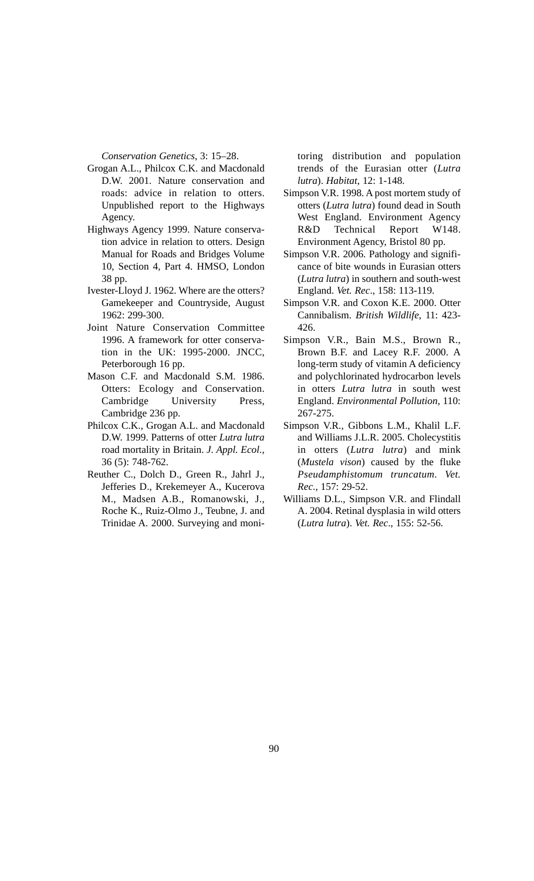*Conservation Genetics*, 3: 15–28.

Grogan A.L., Philcox C.K. and Macdonald D.W. 2001. Nature conservation and roads: advice in relation to otters. Unpublished report to the Highways Agency.

Highways Agency 1999. Nature conservation advice in relation to otters. Design Manual for Roads and Bridges Volume 10, Section 4, Part 4. HMSO, London 38 pp.

Ivester-Lloyd J. 1962. Where are the otters? Gamekeeper and Countryside, August 1962: 299-300.

Joint Nature Conservation Committee 1996. A framework for otter conservation in the UK: 1995-2000. JNCC, Peterborough 16 pp.

Mason C.F. and Macdonald S.M. 1986. Otters: Ecology and Conservation. Cambridge University Press, Cambridge 236 pp.

Philcox C.K., Grogan A.L. and Macdonald D.W. 1999. Patterns of otter *Lutra lutra* road mortality in Britain. *J. Appl. Ecol*., 36 (5): 748-762.

Reuther C., Dolch D., Green R., Jahrl J., Jefferies D., Krekemeyer A., Kucerova M., Madsen A.B., Romanowski, J., Roche K., Ruiz-Olmo J., Teubne, J. and Trinidae A. 2000. Surveying and monitoring distribution and population trends of the Eurasian otter (*Lutra lutra*). *Habitat*, 12: 1-148.

Simpson V.R. 1998. A post mortem study of otters (*Lutra lutra*) found dead in South West England. Environment Agency R&D Technical Report W148. Environment Agency, Bristol 80 pp.

Simpson V.R. 2006. Pathology and significance of bite wounds in Eurasian otters (*Lutra lutra*) in southern and south-west England. *Vet. Rec*., 158: 113-119.

Simpson V.R. and Coxon K.E. 2000. Otter Cannibalism. *British Wildlife*, 11: 423-426.

Simpson V.R., Bain M.S., Brown R., Brown B.F. and Lacey R.F. 2000. A long-term study of vitamin A deficiency and polychlorinated hydrocarbon levels in otters *Lutra lutra* in south west England. *Environmental Pollution*, 110: 267-275.

Simpson V.R., Gibbons L.M., Khalil L.F. and Williams J.L.R. 2005. Cholecystitis in otters (*Lutra lutra*) and mink (*Mustela vison*) caused by the fluke *Pseudamphistomum truncatum*. *Vet. Rec*., 157: 29-52.

Williams D.L., Simpson V.R. and Flindall A. 2004. Retinal dysplasia in wild otters (*Lutra lutra*). *Vet. Rec*., 155: 52-56.